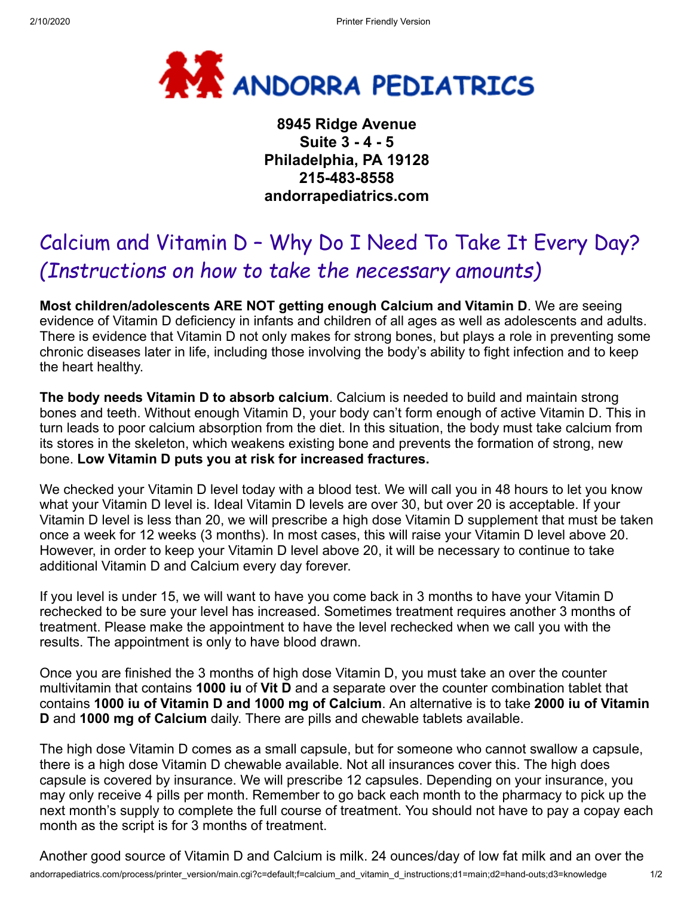# ANDORRA PEDIATRICS

**8945 Ridge Avenue**
**Suite 3 - 4 - 5**
**Philadelphia, PA 19128**
**215-483-8558**
**andorrapediatrics.com**

## Calcium and Vitamin D – Why Do I Need To Take It Every Day? *(Instructions on how to take the necessary amounts)*

**Most children/adolescents ARE NOT getting enough Calcium and Vitamin D**. We are seeing evidence of Vitamin D deficiency in infants and children of all ages as well as adolescents and adults. There is evidence that Vitamin D not only makes for strong bones, but plays a role in preventing some chronic diseases later in life, including those involving the body's ability to fight infection and to keep the heart healthy.

**The body needs Vitamin D to absorb calcium**. Calcium is needed to build and maintain strong bones and teeth. Without enough Vitamin D, your body can't form enough of active Vitamin D. This in turn leads to poor calcium absorption from the diet. In this situation, the body must take calcium from its stores in the skeleton, which weakens existing bone and prevents the formation of strong, new bone. **Low Vitamin D puts you at risk for increased fractures.**

We checked your Vitamin D level today with a blood test. We will call you in 48 hours to let you know what your Vitamin D level is. Ideal Vitamin D levels are over 30, but over 20 is acceptable. If your Vitamin D level is less than 20, we will prescribe a high dose Vitamin D supplement that must be taken once a week for 12 weeks (3 months). In most cases, this will raise your Vitamin D level above 20. However, in order to keep your Vitamin D level above 20, it will be necessary to continue to take additional Vitamin D and Calcium every day forever.

If you level is under 15, we will want to have you come back in 3 months to have your Vitamin D rechecked to be sure your level has increased. Sometimes treatment requires another 3 months of treatment. Please make the appointment to have the level rechecked when we call you with the results. The appointment is only to have blood drawn.

Once you are finished the 3 months of high dose Vitamin D, you must take an over the counter multivitamin that contains **1000 iu** of **Vit D** and a separate over the counter combination tablet that contains **1000 iu of Vitamin D and 1000 mg of Calcium**. An alternative is to take **2000 iu of Vitamin D** and **1000 mg of Calcium** daily. There are pills and chewable tablets available.

The high dose Vitamin D comes as a small capsule, but for someone who cannot swallow a capsule, there is a high dose Vitamin D chewable available. Not all insurances cover this. The high does capsule is covered by insurance. We will prescribe 12 capsules. Depending on your insurance, you may only receive 4 pills per month. Remember to go back each month to the pharmacy to pick up the next month's supply to complete the full course of treatment. You should not have to pay a copay each month as the script is for 3 months of treatment.

Another good source of Vitamin D and Calcium is milk. 24 ounces/day of low fat milk and an over the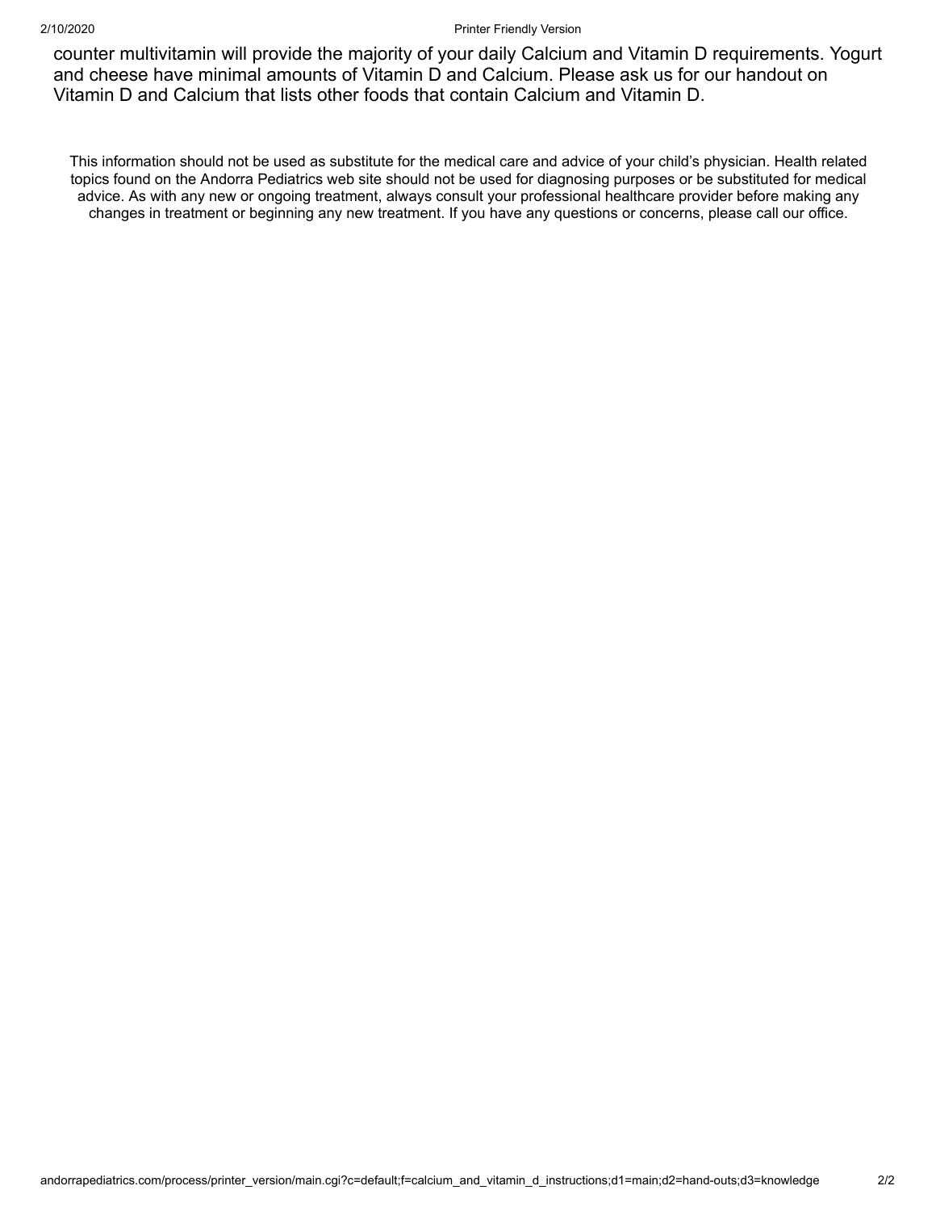counter multivitamin will provide the majority of your daily Calcium and Vitamin D requirements. Yogurt and cheese have minimal amounts of Vitamin D and Calcium. Please ask us for our handout on Vitamin D and Calcium that lists other foods that contain Calcium and Vitamin D.

This information should not be used as substitute for the medical care and advice of your child's physician. Health related topics found on the Andorra Pediatrics web site should not be used for diagnosing purposes or be substituted for medical advice. As with any new or ongoing treatment, always consult your professional healthcare provider before making any changes in treatment or beginning any new treatment. If you have any questions or concerns, please call our office.